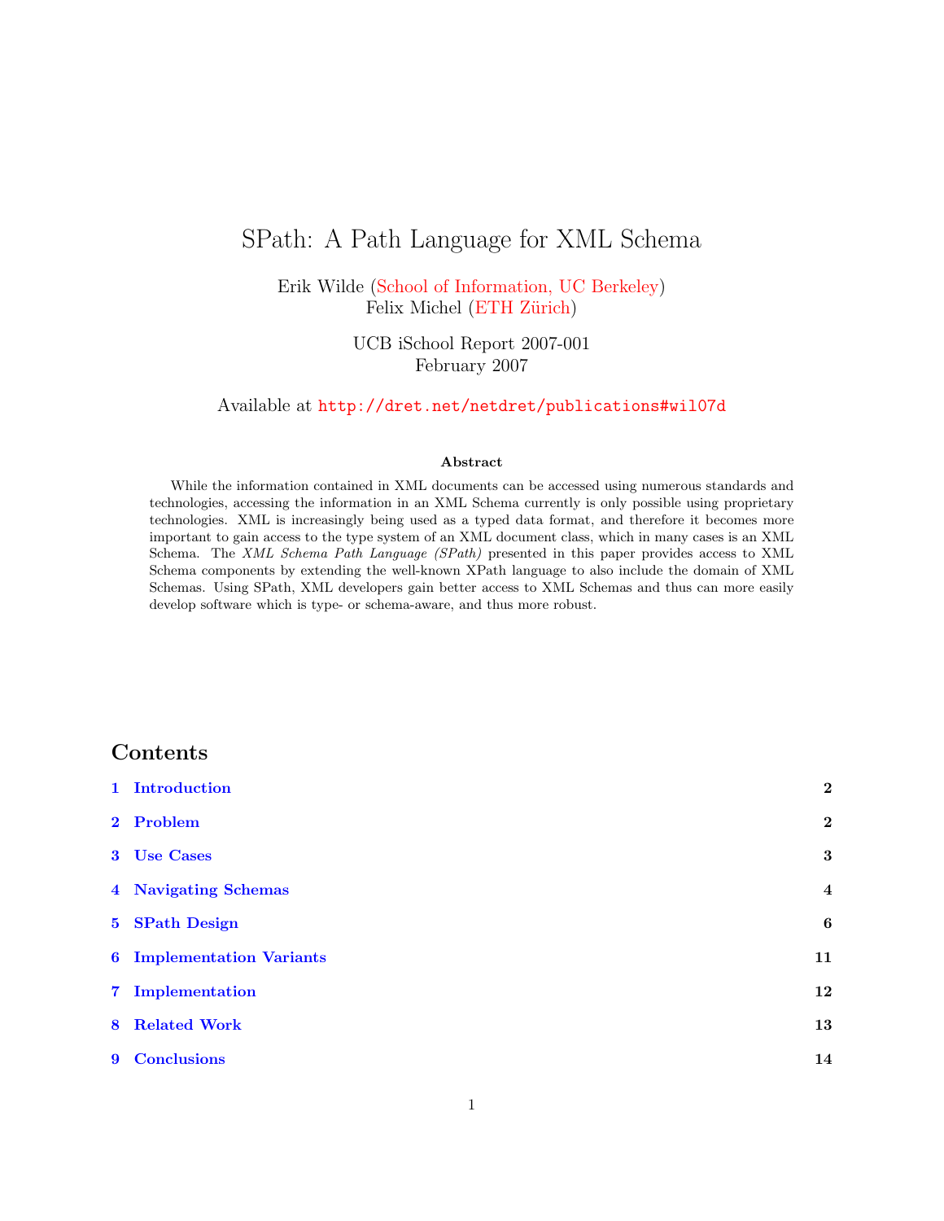# SPath: A Path Language for XML Schema

Erik Wilde (School of Information, UC Berkeley)
Felix Michel (ETH Zürich)

UCB iSchool Report 2007-001
February 2007

Available at http://dret.net/netdret/publications#wil07d

**Abstract**

While the information contained in XML documents can be accessed using numerous standards and technologies, accessing the information in an XML Schema currently is only possible using proprietary technologies. XML is increasingly being used as a typed data format, and therefore it becomes more important to gain access to the type system of an XML document class, which in many cases is an XML Schema. The *XML Schema Path Language (SPath)* presented in this paper provides access to XML Schema components by extending the well-known XPath language to also include the domain of XML Schemas. Using SPath, XML developers gain better access to XML Schemas and thus can more easily develop software which is type- or schema-aware, and thus more robust.

## Contents

| | | |
|---|---|---|
| **1** | **Introduction** | **2** |
| **2** | **Problem** | **2** |
| **3** | **Use Cases** | **3** |
| **4** | **Navigating Schemas** | **4** |
| **5** | **SPath Design** | **6** |
| **6** | **Implementation Variants** | **11** |
| **7** | **Implementation** | **12** |
| **8** | **Related Work** | **13** |
| **9** | **Conclusions** | **14** |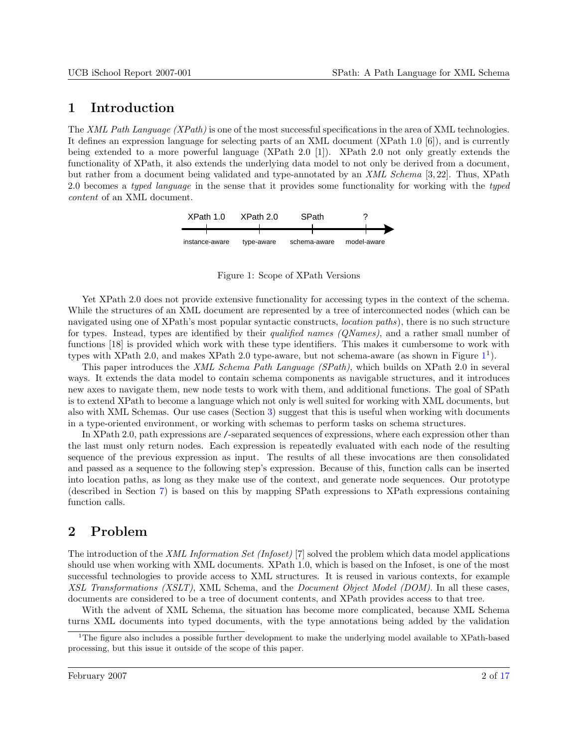# 1 Introduction

The *XML Path Language (XPath)* is one of the most successful specifications in the area of XML technologies. It defines an expression language for selecting parts of an XML document (XPath 1.0 [6]), and is currently being extended to a more powerful language (XPath 2.0 [1]). XPath 2.0 not only greatly extends the functionality of XPath, it also extends the underlying data model to not only be derived from a document, but rather from a document being validated and type-annotated by an *XML Schema* [3, 22]. Thus, XPath 2.0 becomes a *typed language* in the sense that it provides some functionality for working with the *typed content* of an XML document.

| XPath 1.0 | XPath 2.0 | SPath | ? |
|---|---|---|---|
| instance-aware | type-aware | schema-aware | model-aware |

Figure 1: Scope of XPath Versions

Yet XPath 2.0 does not provide extensive functionality for accessing types in the context of the schema. While the structures of an XML document are represented by a tree of interconnected nodes (which can be navigated using one of XPath's most popular syntactic constructs, *location paths*), there is no such structure for types. Instead, types are identified by their *qualified names (QNames)*, and a rather small number of functions [18] is provided which work with these type identifiers. This makes it cumbersome to work with types with XPath 2.0, and makes XPath 2.0 type-aware, but not schema-aware (as shown in Figure 1[1]).

This paper introduces the *XML Schema Path Language (SPath)*, which builds on XPath 2.0 in several ways. It extends the data model to contain schema components as navigable structures, and it introduces new axes to navigate them, new node tests to work with them, and additional functions. The goal of SPath is to extend XPath to become a language which not only is well suited for working with XML documents, but also with XML Schemas. Our use cases (Section 3) suggest that this is useful when working with documents in a type-oriented environment, or working with schemas to perform tasks on schema structures.

In XPath 2.0, path expressions are /-separated sequences of expressions, where each expression other than the last must only return nodes. Each expression is repeatedly evaluated with each node of the resulting sequence of the previous expression as input. The results of all these invocations are then consolidated and passed as a sequence to the following step's expression. Because of this, function calls can be inserted into location paths, as long as they make use of the context, and generate node sequences. Our prototype (described in Section 7) is based on this by mapping SPath expressions to XPath expressions containing function calls.

# 2 Problem

The *XML Information Set (Infoset)* [7] solved the problem which data model applications should use when working with XML documents. XPath 1.0, which is based on the Infoset, is one of the most successful technologies to provide access to XML structures. It is reused in various contexts, for example *XSL Transformations (XSLT)*, XML Schema, and the *Document Object Model (DOM)*. In all these cases, documents are considered to be a tree of document contents, and XPath provides access to that tree.

With the advent of XML Schema, the situation has become more complicated, because XML Schema turns XML documents into typed documents, with the type annotations being added by the validation

[1] The figure also includes a possible further development to make the underlying model available to XPath-based processing, but this issue it outside of the scope of this paper.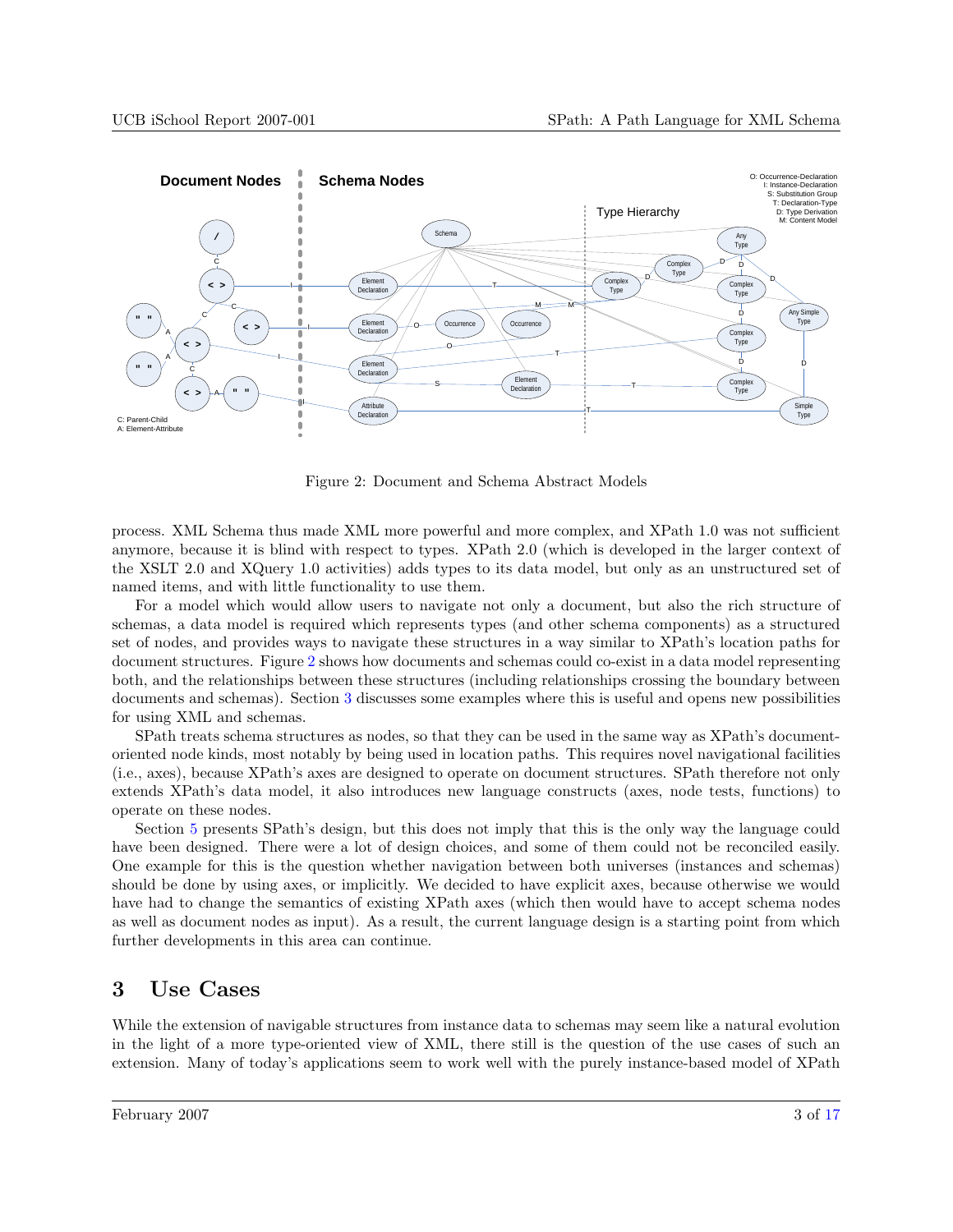Figure 2: Document and Schema Abstract Models

process. XML Schema thus made XML more powerful and more complex, and XPath 1.0 was not sufficient anymore, because it is blind with respect to types. XPath 2.0 (which is developed in the larger context of the XSLT 2.0 and XQuery 1.0 activities) adds types to its data model, but only as an unstructured set of named items, and with little functionality to use them.

For a model which would allow users to navigate not only a document, but also the rich structure of schemas, a data model is required which represents types (and other schema components) as a structured set of nodes, and provides ways to navigate these structures in a way similar to XPath's location paths for document structures. Figure 2 shows how documents and schemas could co-exist in a data model representing both, and the relationships between these structures (including relationships crossing the boundary between documents and schemas). Section 3 discusses some examples where this is useful and opens new possibilities for using XML and schemas.

SPath treats schema structures as nodes, so that they can be used in the same way as XPath's document-oriented node kinds, most notably by being used in location paths. This requires novel navigational facilities (i.e., axes), because XPath's axes are designed to operate on document structures. SPath therefore not only extends XPath's data model, it also introduces new language constructs (axes, node tests, functions) to operate on these nodes.

Section 5 presents SPath's design, but this does not imply that this is the only way the language could have been designed. There were a lot of design choices, and some of them could not be reconciled easily. One example for this is the question whether navigation between both universes (instances and schemas) should be done by using axes, or implicitly. We decided to have explicit axes, because otherwise we would have had to change the semantics of existing XPath axes (which then would have to accept schema nodes as well as document nodes as input). As a result, the current language design is a starting point from which further developments in this area can continue.

## 3 Use Cases

While the extension of navigable structures from instance data to schemas may seem like a natural evolution in the light of a more type-oriented view of XML, there still is the question of the use cases of such an extension. Many of today's applications seem to work well with the purely instance-based model of XPath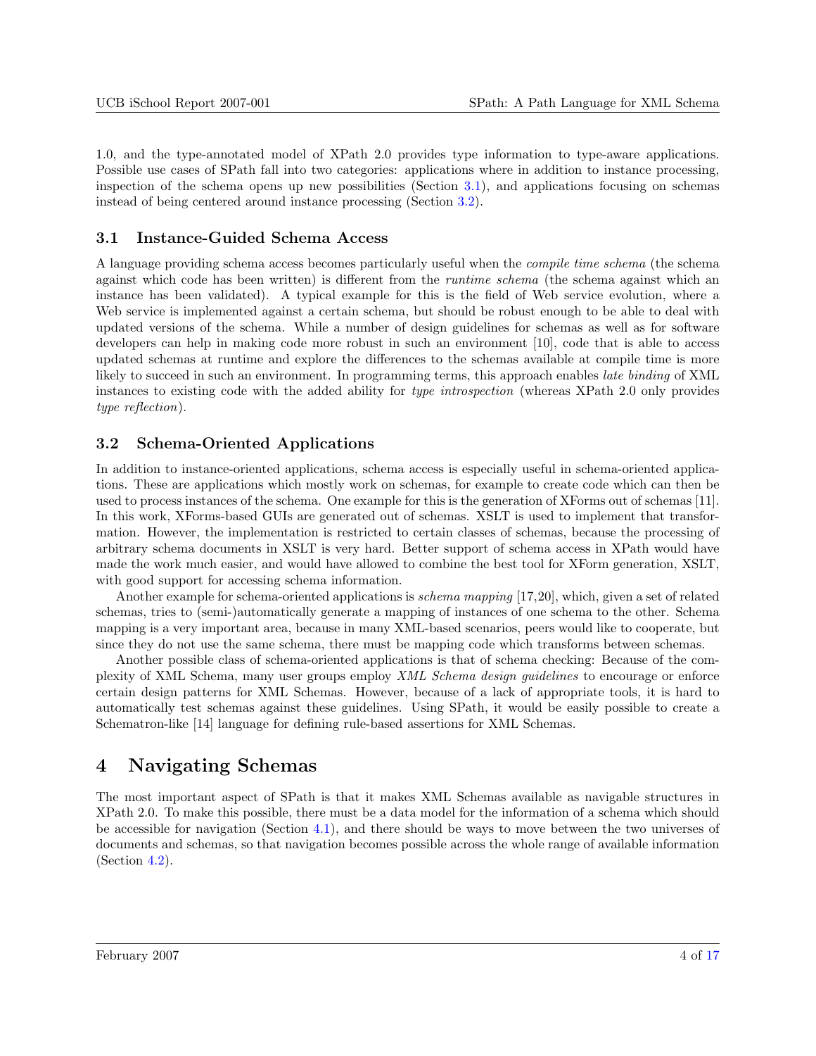1.0, and the type-annotated model of XPath 2.0 provides type information to type-aware applications. Possible use cases of SPath fall into two categories: applications where in addition to instance processing, inspection of the schema opens up new possibilities (Section 3.1), and applications focusing on schemas instead of being centered around instance processing (Section 3.2).

### 3.1 Instance-Guided Schema Access

A language providing schema access becomes particularly useful when the *compile time schema* (the schema against which code has been written) is different from the *runtime schema* (the schema against which an instance has been validated). A typical example for this is the field of Web service evolution, where a Web service is implemented against a certain schema, but should be robust enough to be able to deal with updated versions of the schema. While a number of design guidelines for schemas as well as for software developers can help in making code more robust in such an environment [10], code that is able to access updated schemas at runtime and explore the differences to the schemas available at compile time is more likely to succeed in such an environment. In programming terms, this approach enables *late binding* of XML instances to existing code with the added ability for *type introspection* (whereas XPath 2.0 only provides *type reflection*).

### 3.2 Schema-Oriented Applications

In addition to instance-oriented applications, schema access is especially useful in schema-oriented applications. These are applications which mostly work on schemas, for example to create code which can then be used to process instances of the schema. One example for this is the generation of XForms out of schemas [11]. In this work, XForms-based GUIs are generated out of schemas. XSLT is used to implement that transformation. However, the implementation is restricted to certain classes of schemas, because the processing of arbitrary schema documents in XSLT is very hard. Better support of schema access in XPath would have made the work much easier, and would have allowed to combine the best tool for XForm generation, XSLT, with good support for accessing schema information.

Another example for schema-oriented applications is *schema mapping* [17,20], which, given a set of related schemas, tries to (semi-)automatically generate a mapping of instances of one schema to the other. Schema mapping is a very important area, because in many XML-based scenarios, peers would like to cooperate, but since they do not use the same schema, there must be mapping code which transforms between schemas.

Another possible class of schema-oriented applications is that of schema checking: Because of the complexity of XML Schema, many user groups employ *XML Schema design guidelines* to encourage or enforce certain design patterns for XML Schemas. However, because of a lack of appropriate tools, it is hard to automatically test schemas against these guidelines. Using SPath, it would be easily possible to create a Schematron-like [14] language for defining rule-based assertions for XML Schemas.

## 4 Navigating Schemas

The most important aspect of SPath is that it makes XML Schemas available as navigable structures in XPath 2.0. To make this possible, there must be a data model for the information of a schema which should be accessible for navigation (Section 4.1), and there should be ways to move between the two universes of documents and schemas, so that navigation becomes possible across the whole range of available information (Section 4.2).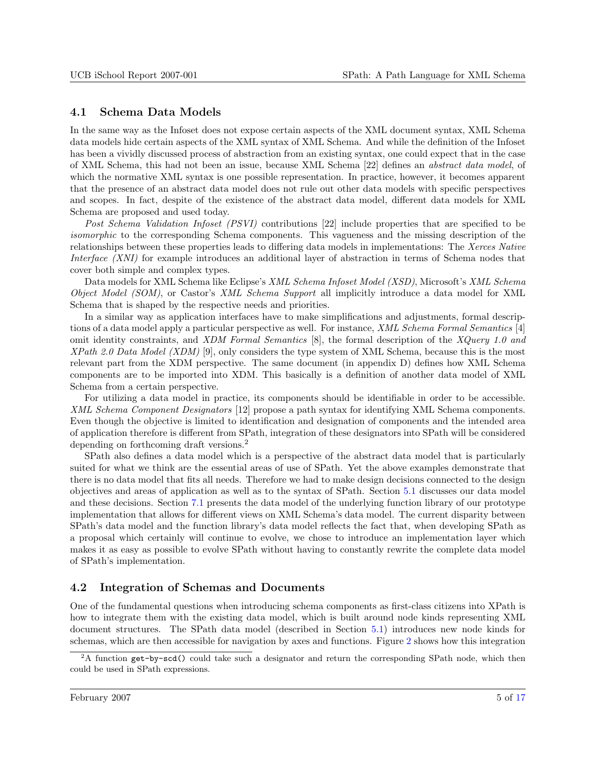## 4.1 Schema Data Models

In the same way as the Infoset does not expose certain aspects of the XML document syntax, XML Schema data models hide certain aspects of the XML syntax of XML Schema. And while the definition of the Infoset has been a vividly discussed process of abstraction from an existing syntax, one could expect that in the case of XML Schema, this had not been an issue, because XML Schema [22] defines an *abstract data model*, of which the normative XML syntax is one possible representation. In practice, however, it becomes apparent that the presence of an abstract data model does not rule out other data models with specific perspectives and scopes. In fact, despite of the existence of the abstract data model, different data models for XML Schema are proposed and used today.

*Post Schema Validation Infoset (PSVI)* contributions [22] include properties that are specified to be *isomorphic* to the corresponding Schema components. This vagueness and the missing description of the relationships between these properties leads to differing data models in implementations: The *Xerces Native Interface (XNI)* for example introduces an additional layer of abstraction in terms of Schema nodes that cover both simple and complex types.

Data models for XML Schema like Eclipse's *XML Schema Infoset Model (XSD)*, Microsoft's *XML Schema Object Model (SOM)*, or Castor's *XML Schema Support* all implicitly introduce a data model for XML Schema that is shaped by the respective needs and priorities.

In a similar way as application interfaces have to make simplifications and adjustments, formal descriptions of a data model apply a particular perspective as well. For instance, *XML Schema Formal Semantics* [4] omit identity constraints, and *XDM Formal Semantics* [8], the formal description of the *XQuery 1.0 and XPath 2.0 Data Model (XDM)* [9], only considers the type system of XML Schema, because this is the most relevant part from the XDM perspective. The same document (in appendix D) defines how XML Schema components are to be imported into XDM. This basically is a definition of another data model of XML Schema from a certain perspective.

For utilizing a data model in practice, its components should be identifiable in order to be accessible. *XML Schema Component Designators* [12] propose a path syntax for identifying XML Schema components. Even though the objective is limited to identification and designation of components and the intended area of application therefore is different from SPath, integration of these designators into SPath will be considered depending on forthcoming draft versions.[2]

SPath also defines a data model which is a perspective of the abstract data model that is particularly suited for what we think are the essential areas of use of SPath. Yet the above examples demonstrate that there is no data model that fits all needs. Therefore we had to make design decisions connected to the design objectives and areas of application as well as to the syntax of SPath. Section 5.1 discusses our data model and these decisions. Section 7.1 presents the data model of the underlying function library of our prototype implementation that allows for different views on XML Schema's data model. The current disparity between SPath's data model and the function library's data model reflects the fact that, when developing SPath as a proposal which certainly will continue to evolve, we chose to introduce an implementation layer which makes it as easy as possible to evolve SPath without having to constantly rewrite the complete data model of SPath's implementation.

## 4.2 Integration of Schemas and Documents

One of the fundamental questions when introducing schema components as first-class citizens into XPath is how to integrate them with the existing data model, which is built around node kinds representing XML document structures. The SPath data model (described in Section 5.1) introduces new node kinds for schemas, which are then accessible for navigation by axes and functions. Figure 2 shows how this integration

[2] A function `get-by-scd()` could take such a designator and return the corresponding SPath node, which then could be used in SPath expressions.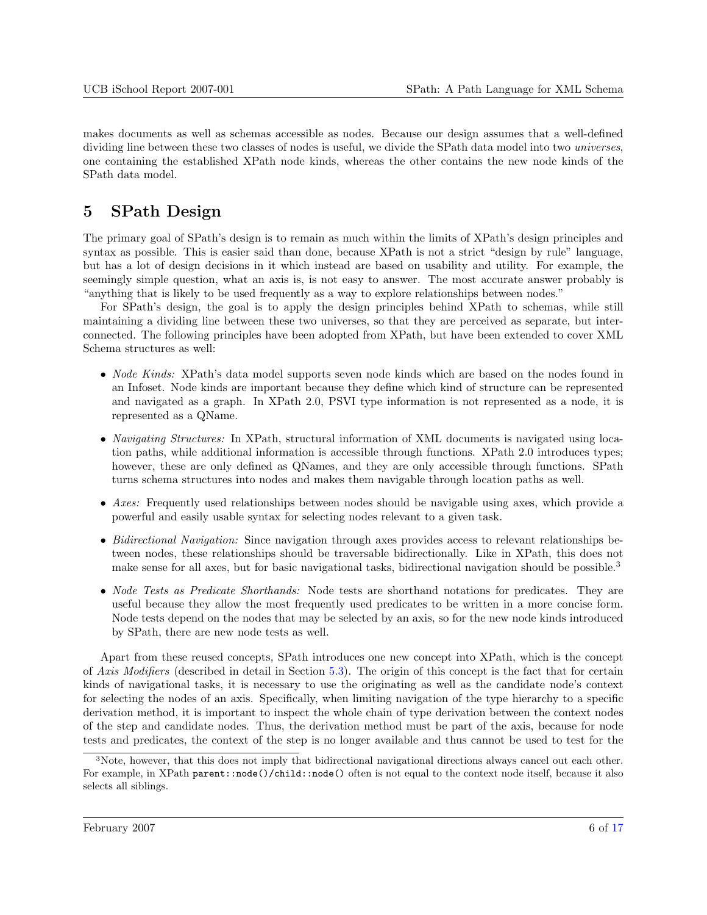makes documents as well as schemas accessible as nodes. Because our design assumes that a well-defined dividing line between these two classes of nodes is useful, we divide the SPath data model into two *universes*, one containing the established XPath node kinds, whereas the other contains the new node kinds of the SPath data model.

# 5 SPath Design

The primary goal of SPath's design is to remain as much within the limits of XPath's design principles and syntax as possible. This is easier said than done, because XPath is not a strict "design by rule" language, but has a lot of design decisions in it which instead are based on usability and utility. For example, the seemingly simple question, what an axis is, is not easy to answer. The most accurate answer probably is "anything that is likely to be used frequently as a way to explore relationships between nodes."

For SPath's design, the goal is to apply the design principles behind XPath to schemas, while still maintaining a dividing line between these two universes, so that they are perceived as separate, but interconnected. The following principles have been adopted from XPath, but have been extended to cover XML Schema structures as well:

- *Node Kinds:* XPath's data model supports seven node kinds which are based on the nodes found in an Infoset. Node kinds are important because they define which kind of structure can be represented and navigated as a graph. In XPath 2.0, PSVI type information is not represented as a node, it is represented as a QName.
- *Navigating Structures:* In XPath, structural information of XML documents is navigated using location paths, while additional information is accessible through functions. XPath 2.0 introduces types; however, these are only defined as QNames, and they are only accessible through functions. SPath turns schema structures into nodes and makes them navigable through location paths as well.
- *Axes:* Frequently used relationships between nodes should be navigable using axes, which provide a powerful and easily usable syntax for selecting nodes relevant to a given task.
- *Bidirectional Navigation:* Since navigation through axes provides access to relevant relationships between nodes, these relationships should be traversable bidirectionally. Like in XPath, this does not make sense for all axes, but for basic navigational tasks, bidirectional navigation should be possible.[3]
- *Node Tests as Predicate Shorthands:* Node tests are shorthand notations for predicates. They are useful because they allow the most frequently used predicates to be written in a more concise form. Node tests depend on the nodes that may be selected by an axis, so for the new node kinds introduced by SPath, there are new node tests as well.

Apart from these reused concepts, SPath introduces one new concept into XPath, which is the concept of *Axis Modifiers* (described in detail in Section 5.3). The origin of this concept is the fact that for certain kinds of navigational tasks, it is necessary to use the originating as well as the candidate node's context for selecting the nodes of an axis. Specifically, when limiting navigation of the type hierarchy to a specific derivation method, it is important to inspect the whole chain of type derivation between the context nodes of the step and candidate nodes. Thus, the derivation method must be part of the axis, because for node tests and predicates, the context of the step is no longer available and thus cannot be used to test for the

[3] Note, however, that this does not imply that bidirectional navigational directions always cancel out each other. For example, in XPath `parent::node()/child::node()` often is not equal to the context node itself, because it also selects all siblings.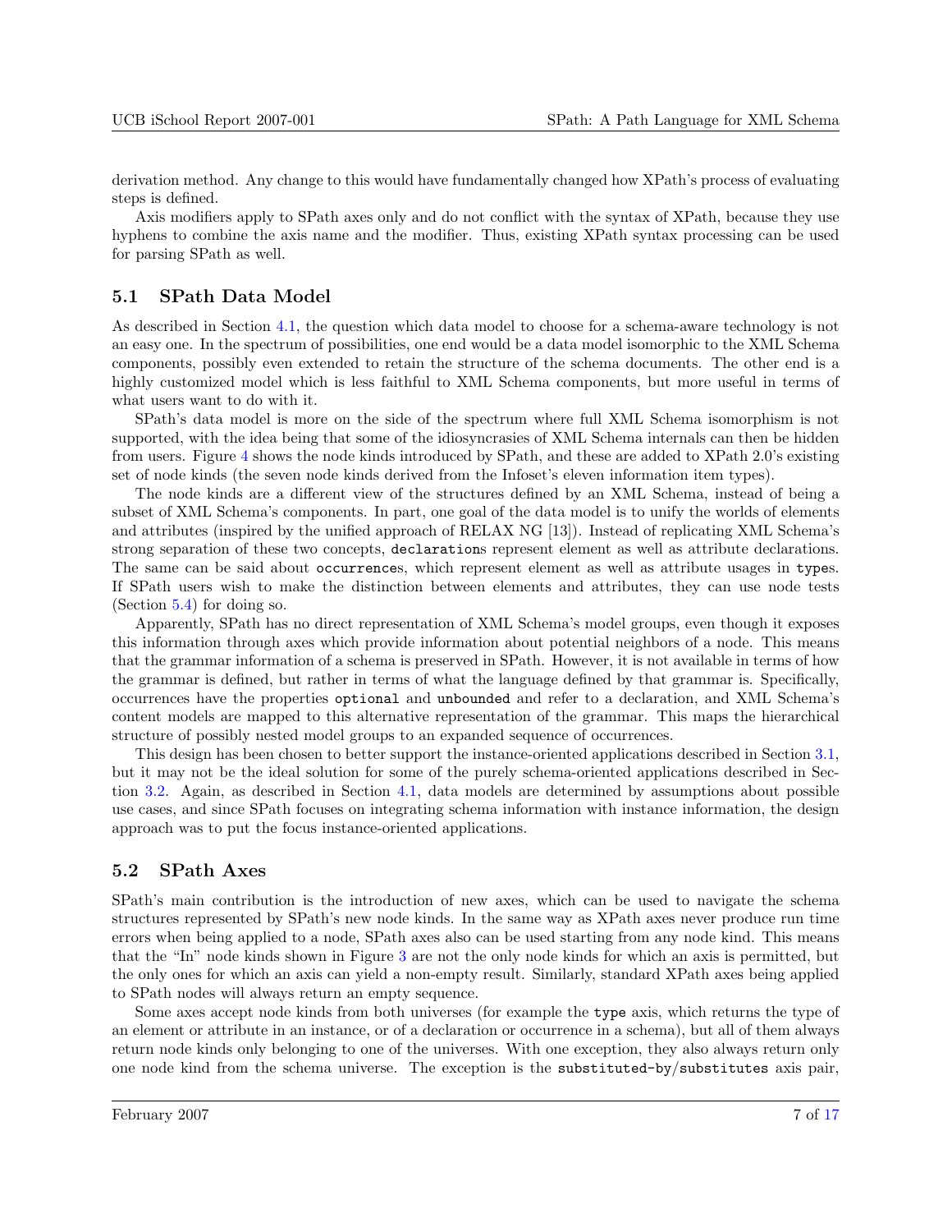derivation method. Any change to this would have fundamentally changed how XPath's process of evaluating steps is defined.

Axis modifiers apply to SPath axes only and do not conflict with the syntax of XPath, because they use hyphens to combine the axis name and the modifier. Thus, existing XPath syntax processing can be used for parsing SPath as well.

## 5.1 SPath Data Model

As described in Section 4.1, the question which data model to choose for a schema-aware technology is not an easy one. In the spectrum of possibilities, one end would be a data model isomorphic to the XML Schema components, possibly even extended to retain the structure of the schema documents. The other end is a highly customized model which is less faithful to XML Schema components, but more useful in terms of what users want to do with it.

SPath's data model is more on the side of the spectrum where full XML Schema isomorphism is not supported, with the idea being that some of the idiosyncrasies of XML Schema internals can then be hidden from users. Figure 4 shows the node kinds introduced by SPath, and these are added to XPath 2.0's existing set of node kinds (the seven node kinds derived from the Infoset's eleven information item types).

The node kinds are a different view of the structures defined by an XML Schema, instead of being a subset of XML Schema's components. In part, one goal of the data model is to unify the worlds of elements and attributes (inspired by the unified approach of RELAX NG [13]). Instead of replicating XML Schema's strong separation of these two concepts, `declaration`s represent element as well as attribute declarations. The same can be said about `occurrence`s, which represent element as well as attribute usages in `type`s. If SPath users wish to make the distinction between elements and attributes, they can use node tests (Section 5.4) for doing so.

Apparently, SPath has no direct representation of XML Schema's model groups, even though it exposes this information through axes which provide information about potential neighbors of a node. This means that the grammar information of a schema is preserved in SPath. However, it is not available in terms of how the grammar is defined, but rather in terms of what the language defined by that grammar is. Specifically, occurrences have the properties `optional` and `unbounded` and refer to a declaration, and XML Schema's content models are mapped to this alternative representation of the grammar. This maps the hierarchical structure of possibly nested model groups to an expanded sequence of occurrences.

This design has been chosen to better support the instance-oriented applications described in Section 3.1, but it may not be the ideal solution for some of the purely schema-oriented applications described in Section 3.2. Again, as described in Section 4.1, data models are determined by assumptions about possible use cases, and since SPath focuses on integrating schema information with instance information, the design approach was to put the focus instance-oriented applications.

## 5.2 SPath Axes

SPath's main contribution is the introduction of new axes, which can be used to navigate the schema structures represented by SPath's new node kinds. In the same way as XPath axes never produce run time errors when being applied to a node, SPath axes also can be used starting from any node kind. This means that the "In" node kinds shown in Figure 3 are not the only node kinds for which an axis is permitted, but the only ones for which an axis can yield a non-empty result. Similarly, standard XPath axes being applied to SPath nodes will always return an empty sequence.

Some axes accept node kinds from both universes (for example the `type` axis, which returns the type of an element or attribute in an instance, or of a declaration or occurrence in a schema), but all of them always return node kinds only belonging to one of the universes. With one exception, they also always return only one node kind from the schema universe. The exception is the `substituted-by`/`substitutes` axis pair,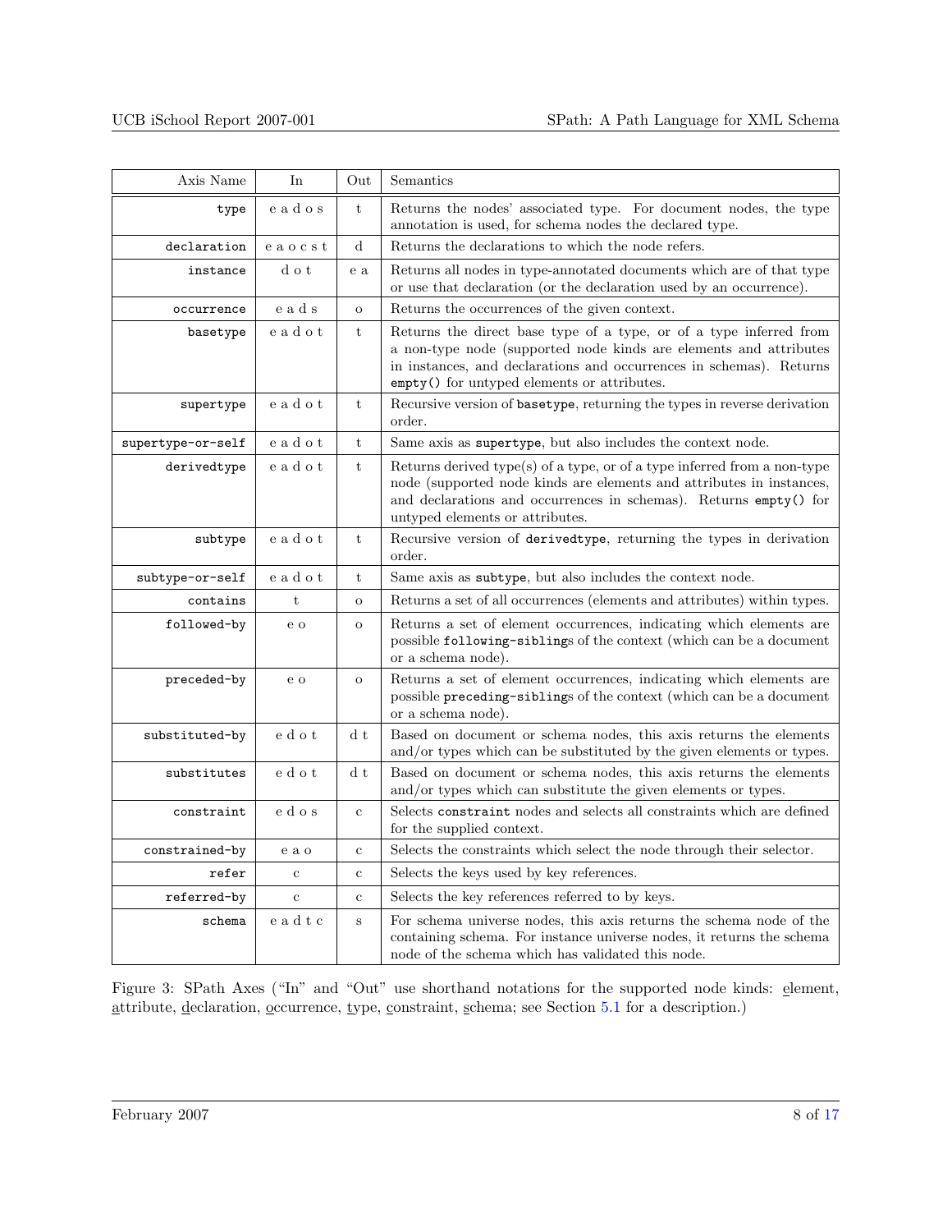| Axis Name | In | Out | Semantics |
|---|---|---|---|
| `type` | e a d o s | t | Returns the nodes' associated type. For document nodes, the type annotation is used, for schema nodes the declared type. |
| `declaration` | e a o c s t | d | Returns the declarations to which the node refers. |
| `instance` | d o t | e a | Returns all nodes in type-annotated documents which are of that type or use that declaration (or the declaration used by an occurrence). |
| `occurrence` | e a d s | o | Returns the occurrences of the given context. |
| `basetype` | e a d o t | t | Returns the direct base type of a type, or of a type inferred from a non-type node (supported node kinds are elements and attributes in instances, and declarations and occurrences in schemas). Returns `empty()` for untyped elements or attributes. |
| `supertype` | e a d o t | t | Recursive version of `basetype`, returning the types in reverse derivation order. |
| `supertype-or-self` | e a d o t | t | Same axis as `supertype`, but also includes the context node. |
| `derivedtype` | e a d o t | t | Returns derived type(s) of a type, or of a type inferred from a non-type node (supported node kinds are elements and attributes in instances, and declarations and occurrences in schemas). Returns `empty()` for untyped elements or attributes. |
| `subtype` | e a d o t | t | Recursive version of `derivedtype`, returning the types in derivation order. |
| `subtype-or-self` | e a d o t | t | Same axis as `subtype`, but also includes the context node. |
| `contains` | t | o | Returns a set of all occurrences (elements and attributes) within types. |
| `followed-by` | e o | o | Returns a set of element occurrences, indicating which elements are possible `following-sibling`s of the context (which can be a document or a schema node). |
| `preceded-by` | e o | o | Returns a set of element occurrences, indicating which elements are possible `preceding-sibling`s of the context (which can be a document or a schema node). |
| `substituted-by` | e d o t | d t | Based on document or schema nodes, this axis returns the elements and/or types which can be substituted by the given elements or types. |
| `substitutes` | e d o t | d t | Based on document or schema nodes, this axis returns the elements and/or types which can substitute the given elements or types. |
| `constraint` | e d o s | c | Selects `constraint` nodes and selects all constraints which are defined for the supplied context. |
| `constrained-by` | e a o | c | Selects the constraints which select the node through their selector. |
| `refer` | c | c | Selects the keys used by key references. |
| `referred-by` | c | c | Selects the key references referred to by keys. |
| `schema` | e a d t c | s | For schema universe nodes, this axis returns the schema node of the containing schema. For instance universe nodes, it returns the schema node of the schema which has validated this node. |

Figure 3: SPath Axes ("In" and "Out" use shorthand notations for the supported node kinds: element, attribute, declaration, occurrence, type, constraint, schema; see Section 5.1 for a description.)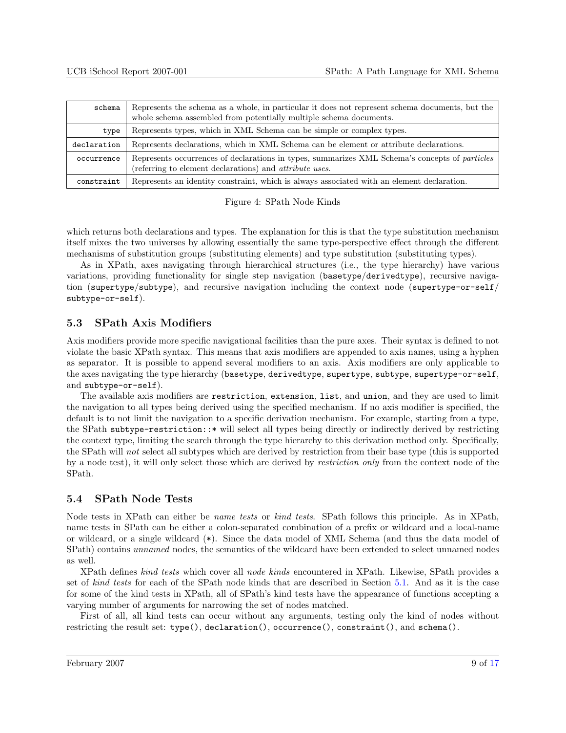| | |
|---|---|
| `schema` | Represents the schema as a whole, in particular it does not represent schema documents, but the whole schema assembled from potentially multiple schema documents. |
| `type` | Represents types, which in XML Schema can be simple or complex types. |
| `declaration` | Represents declarations, which in XML Schema can be element or attribute declarations. |
| `occurrence` | Represents occurrences of declarations in types, summarizes XML Schema's concepts of *particles* (referring to element declarations) and *attribute uses*. |
| `constraint` | Represents an identity constraint, which is always associated with an element declaration. |

Figure 4: SPath Node Kinds

which returns both declarations and types. The explanation for this is that the type substitution mechanism itself mixes the two universes by allowing essentially the same type-perspective effect through the different mechanisms of substitution groups (substituting elements) and type substitution (substituting types).

As in XPath, axes navigating through hierarchical structures (i.e., the type hierarchy) have various variations, providing functionality for single step navigation (`basetype`/`derivedtype`), recursive navigation (`supertype`/`subtype`), and recursive navigation including the context node (`supertype-or-self`/ `subtype-or-self`).

## 5.3 SPath Axis Modifiers

Axis modifiers provide more specific navigational facilities than the pure axes. Their syntax is defined to not violate the basic XPath syntax. This means that axis modifiers are appended to axis names, using a hyphen as separator. It is possible to append several modifiers to an axis. Axis modifiers are only applicable to the axes navigating the type hierarchy (`basetype`, `derivedtype`, `supertype`, `subtype`, `supertype-or-self`, and `subtype-or-self`).

The available axis modifiers are `restriction`, `extension`, `list`, and `union`, and they are used to limit the navigation to all types being derived using the specified mechanism. If no axis modifier is specified, the default is to not limit the navigation to a specific derivation mechanism. For example, starting from a type, the SPath `subtype-restriction::*` will select all types being directly or indirectly derived by restricting the context type, limiting the search through the type hierarchy to this derivation method only. Specifically, the SPath will *not* select all subtypes which are derived by restriction from their base type (this is supported by a node test), it will only select those which are derived by *restriction only* from the context node of the SPath.

## 5.4 SPath Node Tests

Node tests in XPath can either be *name tests* or *kind tests*. SPath follows this principle. As in XPath, name tests in SPath can be either a colon-separated combination of a prefix or wildcard and a local-name or wildcard, or a single wildcard (`*`). Since the data model of XML Schema (and thus the data model of SPath) contains *unnamed* nodes, the semantics of the wildcard have been extended to select unnamed nodes as well.

XPath defines *kind tests* which cover all *node kinds* encountered in XPath. Likewise, SPath provides a set of *kind tests* for each of the SPath node kinds that are described in Section 5.1. And as it is the case for some of the kind tests in XPath, all of SPath's kind tests have the appearance of functions accepting a varying number of arguments for narrowing the set of nodes matched.

First of all, all kind tests can occur without any arguments, testing only the kind of nodes without restricting the result set: `type()`, `declaration()`, `occurrence()`, `constraint()`, and `schema()`.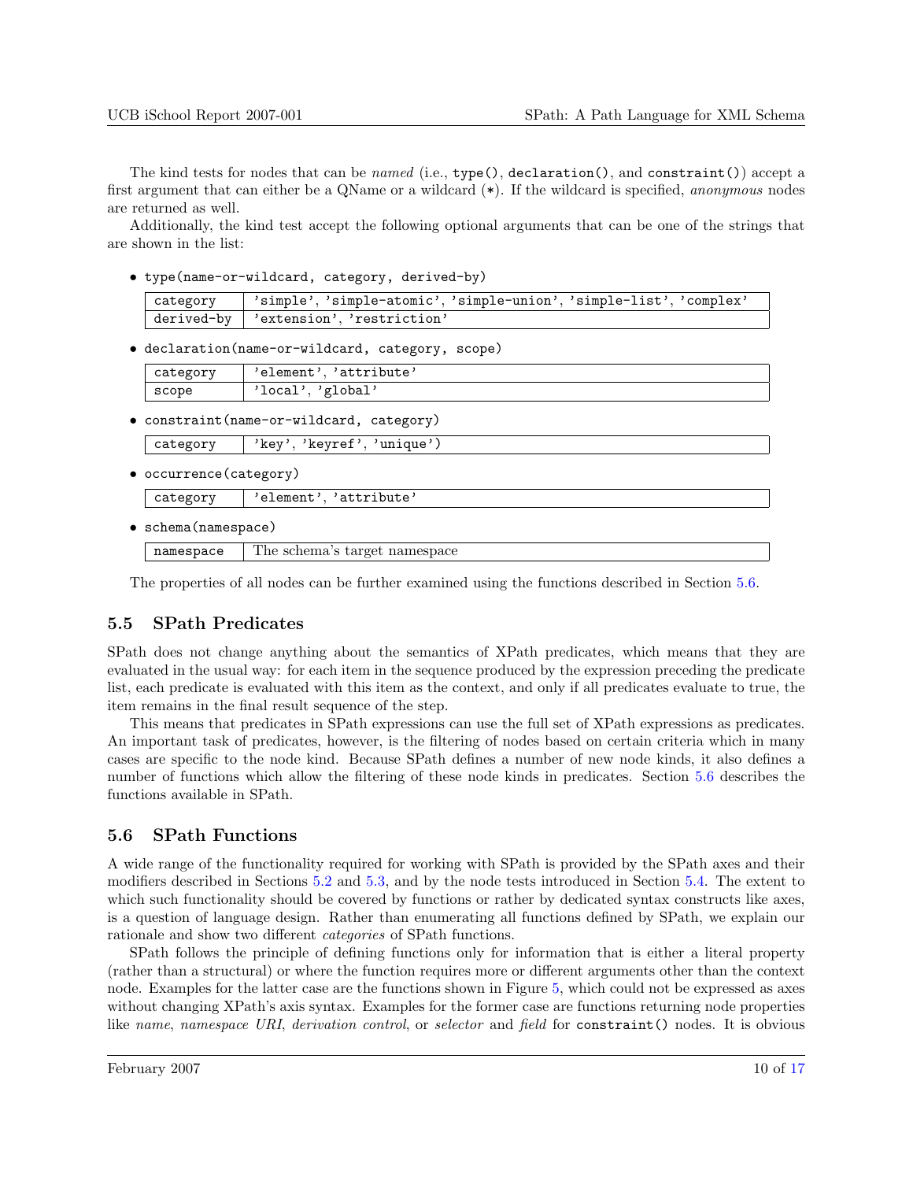The kind tests for nodes that can be *named* (i.e., `type()`, `declaration()`, and `constraint()`) accept a first argument that can either be a QName or a wildcard (`*`). If the wildcard is specified, *anonymous* nodes are returned as well.

Additionally, the kind test accept the following optional arguments that can be one of the strings that are shown in the list:

- `type(name-or-wildcard, category, derived-by)`

| | |
|---|---|
| `category` | `'simple'`, `'simple-atomic'`, `'simple-union'`, `'simple-list'`, `'complex'` |
| `derived-by` | `'extension'`, `'restriction'` |

- `declaration(name-or-wildcard, category, scope)`

| | |
|---|---|
| `category` | `'element'`, `'attribute'` |
| `scope` | `'local'`, `'global'` |

- `constraint(name-or-wildcard, category)`

| | |
|---|---|
| `category` | `'key'`, `'keyref'`, `'unique')` |

- `occurrence(category)`

| | |
|---|---|
| `category` | `'element'`, `'attribute'` |

- `schema(namespace)`

| | |
|---|---|
| `namespace` | The schema's target namespace |

The properties of all nodes can be further examined using the functions described in Section 5.6.

## 5.5 SPath Predicates

SPath does not change anything about the semantics of XPath predicates, which means that they are evaluated in the usual way: for each item in the sequence produced by the expression preceding the predicate list, each predicate is evaluated with this item as the context, and only if all predicates evaluate to true, the item remains in the final result sequence of the step.

This means that predicates in SPath expressions can use the full set of XPath expressions as predicates. An important task of predicates, however, is the filtering of nodes based on certain criteria which in many cases are specific to the node kind. Because SPath defines a number of new node kinds, it also defines a number of functions which allow the filtering of these node kinds in predicates. Section 5.6 describes the functions available in SPath.

## 5.6 SPath Functions

A wide range of the functionality required for working with SPath is provided by the SPath axes and their modifiers described in Sections 5.2 and 5.3, and by the node tests introduced in Section 5.4. The extent to which such functionality should be covered by functions or rather by dedicated syntax constructs like axes, is a question of language design. Rather than enumerating all functions defined by SPath, we explain our rationale and show two different *categories* of SPath functions.

SPath follows the principle of defining functions only for information that is either a literal property (rather than a structural) or where the function requires more or different arguments other than the context node. Examples for the latter case are the functions shown in Figure 5, which could not be expressed as axes without changing XPath's axis syntax. Examples for the former case are functions returning node properties like *name*, *namespace URI*, *derivation control*, or *selector* and *field* for `constraint()` nodes. It is obvious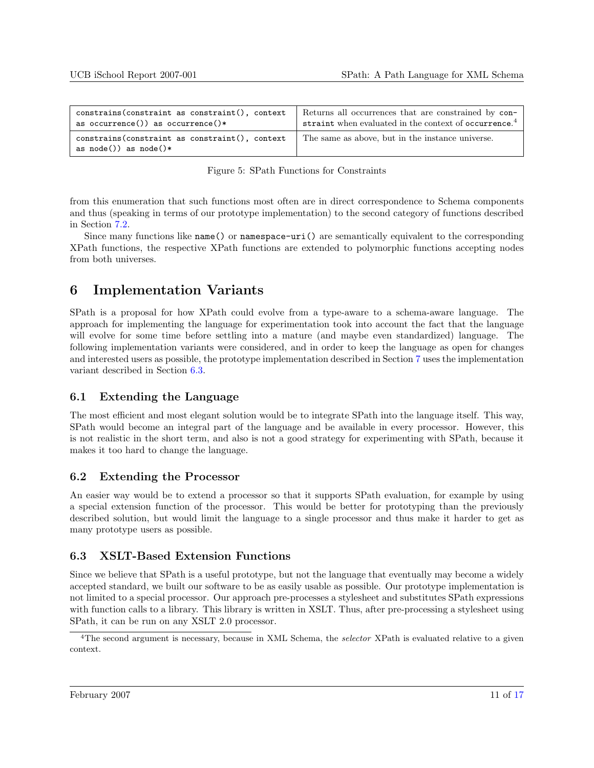| | |
|---|---|
| `constrains(constraint as constraint(), context as occurrence()) as occurrence()*` | Returns all occurrences that are constrained by `constraint` when evaluated in the context of `occurrence`.[4] |
| `constrains(constraint as constraint(), context as node()) as node()*` | The same as above, but in the instance universe. |

Figure 5: SPath Functions for Constraints

from this enumeration that such functions most often are in direct correspondence to Schema components and thus (speaking in terms of our prototype implementation) to the second category of functions described in Section 7.2.

Since many functions like `name()` or `namespace-uri()` are semantically equivalent to the corresponding XPath functions, the respective XPath functions are extended to polymorphic functions accepting nodes from both universes.

# 6 Implementation Variants

SPath is a proposal for how XPath could evolve from a type-aware to a schema-aware language. The approach for implementing the language for experimentation took into account the fact that the language will evolve for some time before settling into a mature (and maybe even standardized) language. The following implementation variants were considered, and in order to keep the language as open for changes and interested users as possible, the prototype implementation described in Section 7 uses the implementation variant described in Section 6.3.

## 6.1 Extending the Language

The most efficient and most elegant solution would be to integrate SPath into the language itself. This way, SPath would become an integral part of the language and be available in every processor. However, this is not realistic in the short term, and also is not a good strategy for experimenting with SPath, because it makes it too hard to change the language.

## 6.2 Extending the Processor

An easier way would be to extend a processor so that it supports SPath evaluation, for example by using a special extension function of the processor. This would be better for prototyping than the previously described solution, but would limit the language to a single processor and thus make it harder to get as many prototype users as possible.

## 6.3 XSLT-Based Extension Functions

Since we believe that SPath is a useful prototype, but not the language that eventually may become a widely accepted standard, we built our software to be as easily usable as possible. Our prototype implementation is not limited to a special processor. Our approach pre-processes a stylesheet and substitutes SPath expressions with function calls to a library. This library is written in XSLT. Thus, after pre-processing a stylesheet using SPath, it can be run on any XSLT 2.0 processor.

[4] The second argument is necessary, because in XML Schema, the *selector* XPath is evaluated relative to a given context.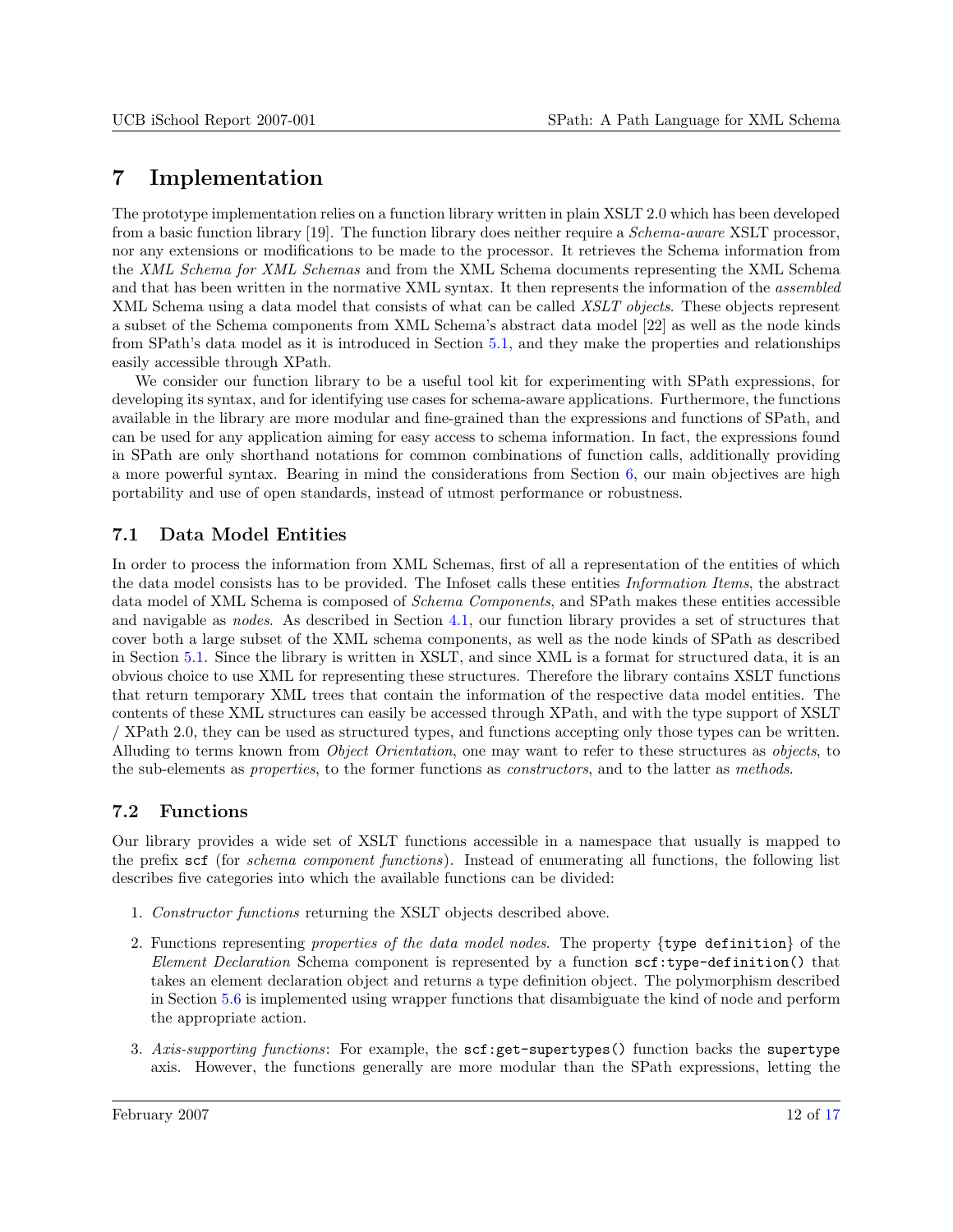# 7 Implementation

The prototype implementation relies on a function library written in plain XSLT 2.0 which has been developed from a basic function library [19]. The function library does neither require a *Schema-aware* XSLT processor, nor any extensions or modifications to be made to the processor. It retrieves the Schema information from the *XML Schema for XML Schemas* and from the XML Schema documents representing the XML Schema and that has been written in the normative XML syntax. It then represents the information of the *assembled* XML Schema using a data model that consists of what can be called *XSLT objects*. These objects represent a subset of the Schema components from XML Schema's abstract data model [22] as well as the node kinds from SPath's data model as it is introduced in Section 5.1, and they make the properties and relationships easily accessible through XPath.

We consider our function library to be a useful tool kit for experimenting with SPath expressions, for developing its syntax, and for identifying use cases for schema-aware applications. Furthermore, the functions available in the library are more modular and fine-grained than the expressions and functions of SPath, and can be used for any application aiming for easy access to schema information. In fact, the expressions found in SPath are only shorthand notations for common combinations of function calls, additionally providing a more powerful syntax. Bearing in mind the considerations from Section 6, our main objectives are high portability and use of open standards, instead of utmost performance or robustness.

## 7.1 Data Model Entities

In order to process the information from XML Schemas, first of all a representation of the entities of which the data model consists has to be provided. The Infoset calls these entities *Information Items*, the abstract data model of XML Schema is composed of *Schema Components*, and SPath makes these entities accessible and navigable as *nodes*. As described in Section 4.1, our function library provides a set of structures that cover both a large subset of the XML schema components, as well as the node kinds of SPath as described in Section 5.1. Since the library is written in XSLT, and since XML is a format for structured data, it is an obvious choice to use XML for representing these structures. Therefore the library contains XSLT functions that return temporary XML trees that contain the information of the respective data model entities. The contents of these XML structures can easily be accessed through XPath, and with the type support of XSLT / XPath 2.0, they can be used as structured types, and functions accepting only those types can be written. Alluding to terms known from *Object Orientation*, one may want to refer to these structures as *objects*, to the sub-elements as *properties*, to the former functions as *constructors*, and to the latter as *methods*.

## 7.2 Functions

Our library provides a wide set of XSLT functions accessible in a namespace that usually is mapped to the prefix `scf` (for *schema component functions*). Instead of enumerating all functions, the following list describes five categories into which the available functions can be divided:

1. *Constructor functions* returning the XSLT objects described above.
2. Functions representing *properties of the data model nodes*. The property {`type definition`} of the *Element Declaration* Schema component is represented by a function `scf:type-definition()` that takes an element declaration object and returns a type definition object. The polymorphism described in Section 5.6 is implemented using wrapper functions that disambiguate the kind of node and perform the appropriate action.
3. *Axis-supporting functions*: For example, the `scf:get-supertypes()` function backs the `supertype` axis. However, the functions generally are more modular than the SPath expressions, letting the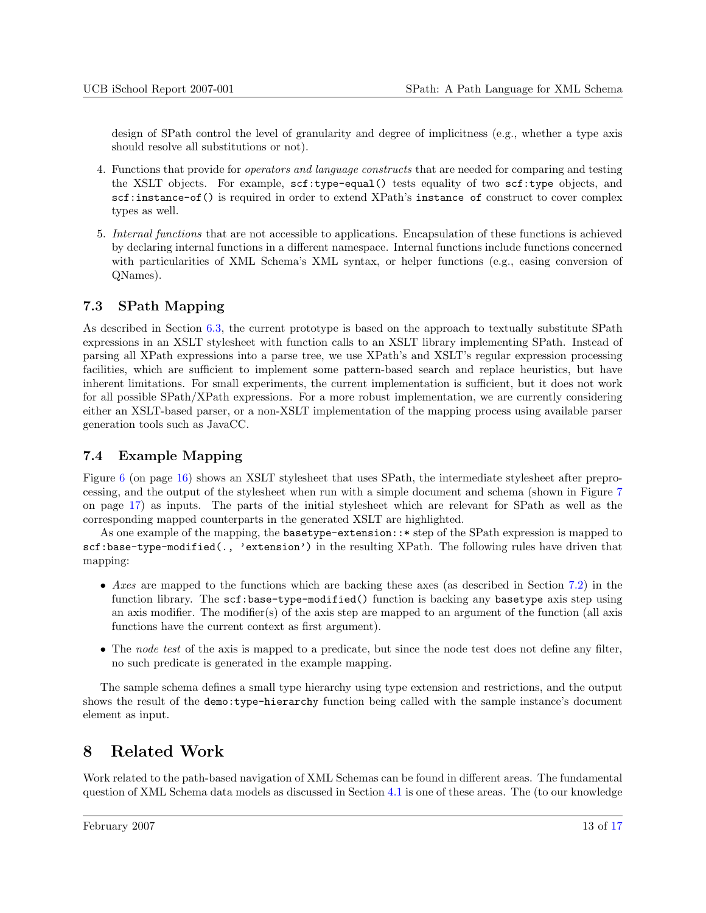design of SPath control the level of granularity and degree of implicitness (e.g., whether a type axis should resolve all substitutions or not).

4. Functions that provide for *operators and language constructs* that are needed for comparing and testing the XSLT objects. For example, `scf:type-equal()` tests equality of two `scf:type` objects, and `scf:instance-of()` is required in order to extend XPath's `instance of` construct to cover complex types as well.

5. *Internal functions* that are not accessible to applications. Encapsulation of these functions is achieved by declaring internal functions in a different namespace. Internal functions include functions concerned with particularities of XML Schema's XML syntax, or helper functions (e.g., easing conversion of QNames).

### 7.3 SPath Mapping

As described in Section 6.3, the current prototype is based on the approach to textually substitute SPath expressions in an XSLT stylesheet with function calls to an XSLT library implementing SPath. Instead of parsing all XPath expressions into a parse tree, we use XPath's and XSLT's regular expression processing facilities, which are sufficient to implement some pattern-based search and replace heuristics, but have inherent limitations. For small experiments, the current implementation is sufficient, but it does not work for all possible SPath/XPath expressions. For a more robust implementation, we are currently considering either an XSLT-based parser, or a non-XSLT implementation of the mapping process using available parser generation tools such as JavaCC.

### 7.4 Example Mapping

Figure 6 (on page 16) shows an XSLT stylesheet that uses SPath, the intermediate stylesheet after preprocessing, and the output of the stylesheet when run with a simple document and schema (shown in Figure 7 on page 17) as inputs. The parts of the initial stylesheet which are relevant for SPath as well as the corresponding mapped counterparts in the generated XSLT are highlighted.

As one example of the mapping, the `basetype-extension::*` step of the SPath expression is mapped to `scf:base-type-modified(., 'extension')` in the resulting XPath. The following rules have driven that mapping:

- *Axes* are mapped to the functions which are backing these axes (as described in Section 7.2) in the function library. The `scf:base-type-modified()` function is backing any `basetype` axis step using an axis modifier. The modifier(s) of the axis step are mapped to an argument of the function (all axis functions have the current context as first argument).
- The *node test* of the axis is mapped to a predicate, but since the node test does not define any filter, no such predicate is generated in the example mapping.

The sample schema defines a small type hierarchy using type extension and restrictions, and the output shows the result of the `demo:type-hierarchy` function being called with the sample instance's document element as input.

## 8 Related Work

Work related to the path-based navigation of XML Schemas can be found in different areas. The fundamental question of XML Schema data models as discussed in Section 4.1 is one of these areas. The (to our knowledge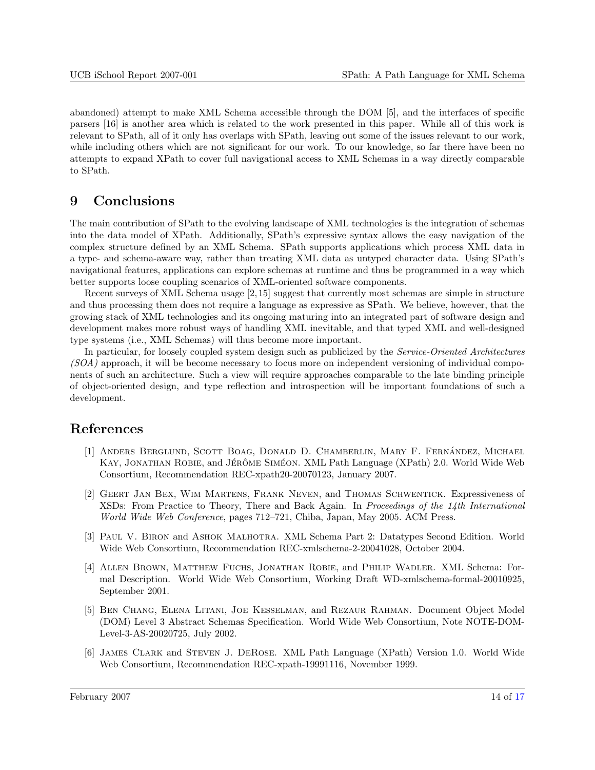abandoned) attempt to make XML Schema accessible through the DOM [5], and the interfaces of specific parsers [16] is another area which is related to the work presented in this paper. While all of this work is relevant to SPath, all of it only has overlaps with SPath, leaving out some of the issues relevant to our work, while including others which are not significant for our work. To our knowledge, so far there have been no attempts to expand XPath to cover full navigational access to XML Schemas in a way directly comparable to SPath.

# 9 Conclusions

The main contribution of SPath to the evolving landscape of XML technologies is the integration of schemas into the data model of XPath. Additionally, SPath's expressive syntax allows the easy navigation of the complex structure defined by an XML Schema. SPath supports applications which process XML data in a type- and schema-aware way, rather than treating XML data as untyped character data. Using SPath's navigational features, applications can explore schemas at runtime and thus be programmed in a way which better supports loose coupling scenarios of XML-oriented software components.

Recent surveys of XML Schema usage [2,15] suggest that currently most schemas are simple in structure and thus processing them does not require a language as expressive as SPath. We believe, however, that the growing stack of XML technologies and its ongoing maturing into an integrated part of software design and development makes more robust ways of handling XML inevitable, and that typed XML and well-designed type systems (i.e., XML Schemas) will thus become more important.

In particular, for loosely coupled system design such as publicized by the *Service-Oriented Architectures (SOA)* approach, it will be become necessary to focus more on independent versioning of individual components of such an architecture. Such a view will require approaches comparable to the late binding principle of object-oriented design, and type reflection and introspection will be important foundations of such a development.

# References

[1] Anders Berglund, Scott Boag, Donald D. Chamberlin, Mary F. Fernández, Michael Kay, Jonathan Robie, and Jérôme Siméon. XML Path Language (XPath) 2.0. World Wide Web Consortium, Recommendation REC-xpath20-20070123, January 2007.

[2] Geert Jan Bex, Wim Martens, Frank Neven, and Thomas Schwentick. Expressiveness of XSDs: From Practice to Theory, There and Back Again. In *Proceedings of the 14th International World Wide Web Conference*, pages 712–721, Chiba, Japan, May 2005. ACM Press.

[3] Paul V. Biron and Ashok Malhotra. XML Schema Part 2: Datatypes Second Edition. World Wide Web Consortium, Recommendation REC-xmlschema-2-20041028, October 2004.

[4] Allen Brown, Matthew Fuchs, Jonathan Robie, and Philip Wadler. XML Schema: Formal Description. World Wide Web Consortium, Working Draft WD-xmlschema-formal-20010925, September 2001.

[5] Ben Chang, Elena Litani, Joe Kesselman, and Rezaur Rahman. Document Object Model (DOM) Level 3 Abstract Schemas Specification. World Wide Web Consortium, Note NOTE-DOM-Level-3-AS-20020725, July 2002.

[6] James Clark and Steven J. DeRose. XML Path Language (XPath) Version 1.0. World Wide Web Consortium, Recommendation REC-xpath-19991116, November 1999.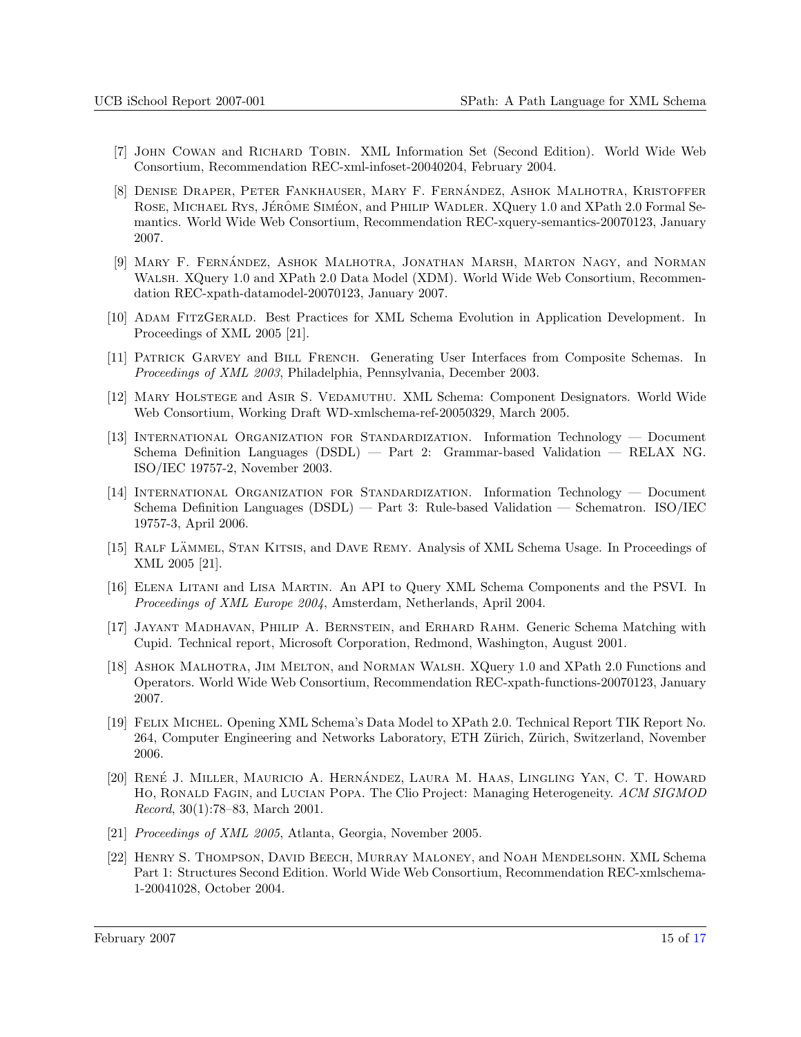[7] John Cowan and Richard Tobin. XML Information Set (Second Edition). World Wide Web Consortium, Recommendation REC-xml-infoset-20040204, February 2004.

[8] Denise Draper, Peter Fankhauser, Mary F. Fernández, Ashok Malhotra, Kristoffer Rose, Michael Rys, Jérôme Siméon, and Philip Wadler. XQuery 1.0 and XPath 2.0 Formal Semantics. World Wide Web Consortium, Recommendation REC-xquery-semantics-20070123, January 2007.

[9] Mary F. Fernández, Ashok Malhotra, Jonathan Marsh, Marton Nagy, and Norman Walsh. XQuery 1.0 and XPath 2.0 Data Model (XDM). World Wide Web Consortium, Recommendation REC-xpath-datamodel-20070123, January 2007.

[10] Adam FitzGerald. Best Practices for XML Schema Evolution in Application Development. In Proceedings of XML 2005 [21].

[11] Patrick Garvey and Bill French. Generating User Interfaces from Composite Schemas. In *Proceedings of XML 2003*, Philadelphia, Pennsylvania, December 2003.

[12] Mary Holstege and Asir S. Vedamuthu. XML Schema: Component Designators. World Wide Web Consortium, Working Draft WD-xmlschema-ref-20050329, March 2005.

[13] International Organization for Standardization. Information Technology — Document Schema Definition Languages (DSDL) — Part 2: Grammar-based Validation — RELAX NG. ISO/IEC 19757-2, November 2003.

[14] International Organization for Standardization. Information Technology — Document Schema Definition Languages (DSDL) — Part 3: Rule-based Validation — Schematron. ISO/IEC 19757-3, April 2006.

[15] Ralf Lämmel, Stan Kitsis, and Dave Remy. Analysis of XML Schema Usage. In Proceedings of XML 2005 [21].

[16] Elena Litani and Lisa Martin. An API to Query XML Schema Components and the PSVI. In *Proceedings of XML Europe 2004*, Amsterdam, Netherlands, April 2004.

[17] Jayant Madhavan, Philip A. Bernstein, and Erhard Rahm. Generic Schema Matching with Cupid. Technical report, Microsoft Corporation, Redmond, Washington, August 2001.

[18] Ashok Malhotra, Jim Melton, and Norman Walsh. XQuery 1.0 and XPath 2.0 Functions and Operators. World Wide Web Consortium, Recommendation REC-xpath-functions-20070123, January 2007.

[19] Felix Michel. Opening XML Schema's Data Model to XPath 2.0. Technical Report TIK Report No. 264, Computer Engineering and Networks Laboratory, ETH Zürich, Zürich, Switzerland, November 2006.

[20] René J. Miller, Mauricio A. Hernández, Laura M. Haas, Lingling Yan, C. T. Howard Ho, Ronald Fagin, and Lucian Popa. The Clio Project: Managing Heterogeneity. *ACM SIGMOD Record*, 30(1):78–83, March 2001.

[21] *Proceedings of XML 2005*, Atlanta, Georgia, November 2005.

[22] Henry S. Thompson, David Beech, Murray Maloney, and Noah Mendelsohn. XML Schema Part 1: Structures Second Edition. World Wide Web Consortium, Recommendation REC-xmlschema-1-20041028, October 2004.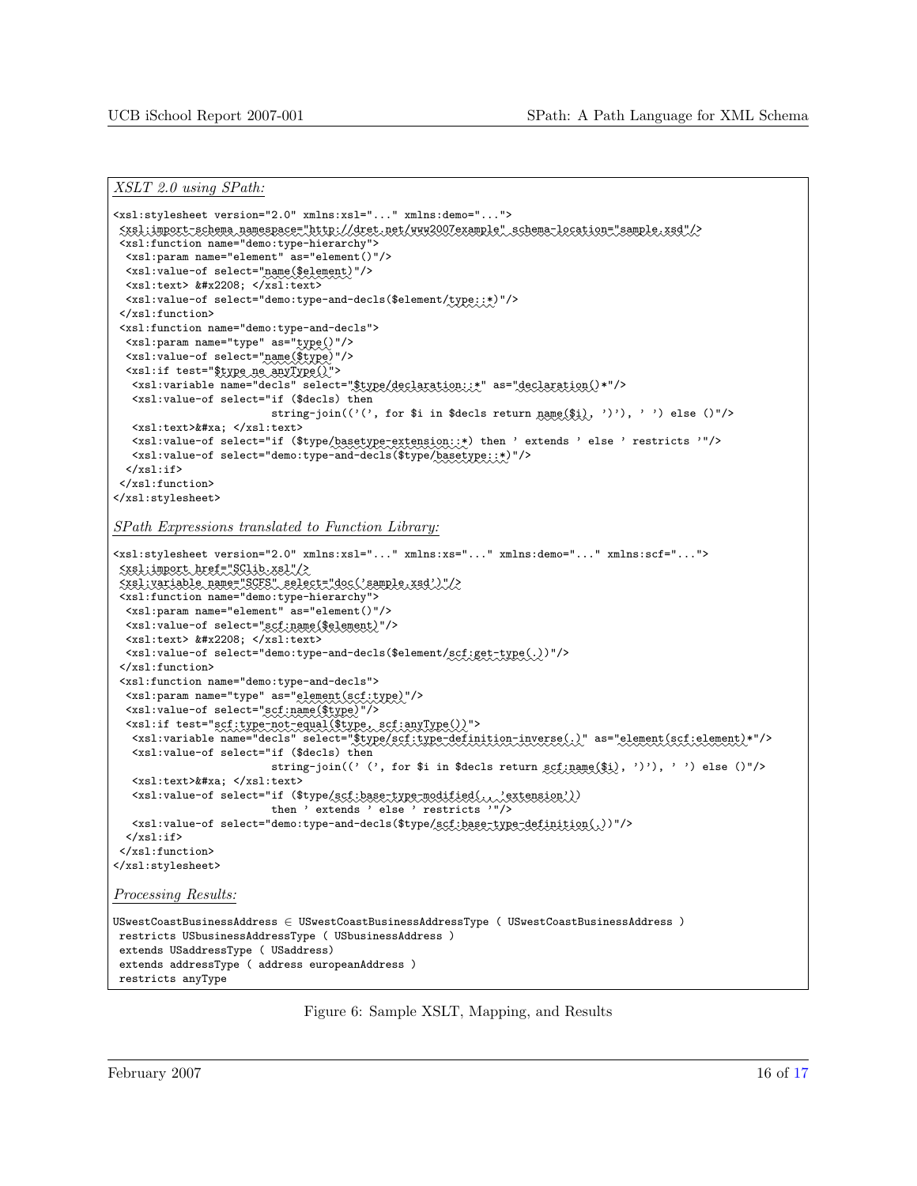*XSLT 2.0 using SPath:*

```
<xsl:stylesheet version="2.0" xmlns:xsl="..." xmlns:demo="...">
 <xsl:import-schema namespace="http://dret.net/www2007example" schema-location="sample.xsd"/>
 <xsl:function name="demo:type-hierarchy">
  <xsl:param name="element" as="element()"/>
  <xsl:value-of select="name($element)"/>
  <xsl:text> &#x2208; </xsl:text>
  <xsl:value-of select="demo:type-and-decls($element/type::*)"/>
 </xsl:function>
 <xsl:function name="demo:type-and-decls">
  <xsl:param name="type" as="type()"/>
  <xsl:value-of select="name($type)"/>
  <xsl:if test="$type ne anyType()">
   <xsl:variable name="decls" select="$type/declaration::*" as="declaration()*"/>
   <xsl:value-of select="if ($decls) then
                         string-join(('(', for $i in $decls return name($i), ')'), ' ') else ()"/>
   <xsl:text>&#xa; </xsl:text>
   <xsl:value-of select="if ($type/basetype-extension::*) then ' extends ' else ' restricts '"/>
   <xsl:value-of select="demo:type-and-decls($type/basetype::*)"/>
  </xsl:if>
 </xsl:function>
</xsl:stylesheet>
```

*SPath Expressions translated to Function Library:*

```
<xsl:stylesheet version="2.0" xmlns:xsl="..." xmlns:xs="..." xmlns:demo="..." xmlns:scf="...">
 <xsl:import href="SClib.xsl"/>
 <xsl:variable name="SCFS" select="doc('sample.xsd')"/>
 <xsl:function name="demo:type-hierarchy">
  <xsl:param name="element" as="element()"/>
  <xsl:value-of select="scf:name($element)"/>
  <xsl:text> &#x2208; </xsl:text>
  <xsl:value-of select="demo:type-and-decls($element/scf:get-type(.))"/>
 </xsl:function>
 <xsl:function name="demo:type-and-decls">
  <xsl:param name="type" as="element(scf:type)"/>
  <xsl:value-of select="scf:name($type)"/>
  <xsl:if test="scf:type-not-equal($type, scf:anyType())">
   <xsl:variable name="decls" select="$type/scf:type-definition-inverse(.)" as="element(scf:element)*"/>
   <xsl:value-of select="if ($decls) then
                         string-join((' (', for $i in $decls return scf:name($i), ')'), ' ') else ()"/>
   <xsl:text>&#xa; </xsl:text>
   <xsl:value-of select="if ($type/scf:base-type-modified(., 'extension'))
                         then ' extends ' else ' restricts '"/>
   <xsl:value-of select="demo:type-and-decls($type/scf:base-type-definition(.))"/>
  </xsl:if>
 </xsl:function>
</xsl:stylesheet>
```

*Processing Results:*

```
USwestCoastBusinessAddress ∈ USwestCoastBusinessAddressType ( USwestCoastBusinessAddress )
 restricts USbusinessAddressType ( USbusinessAddress )
 extends USaddressType ( USaddress)
 extends addressType ( address europeanAddress )
 restricts anyType
```

Figure 6: Sample XSLT, Mapping, and Results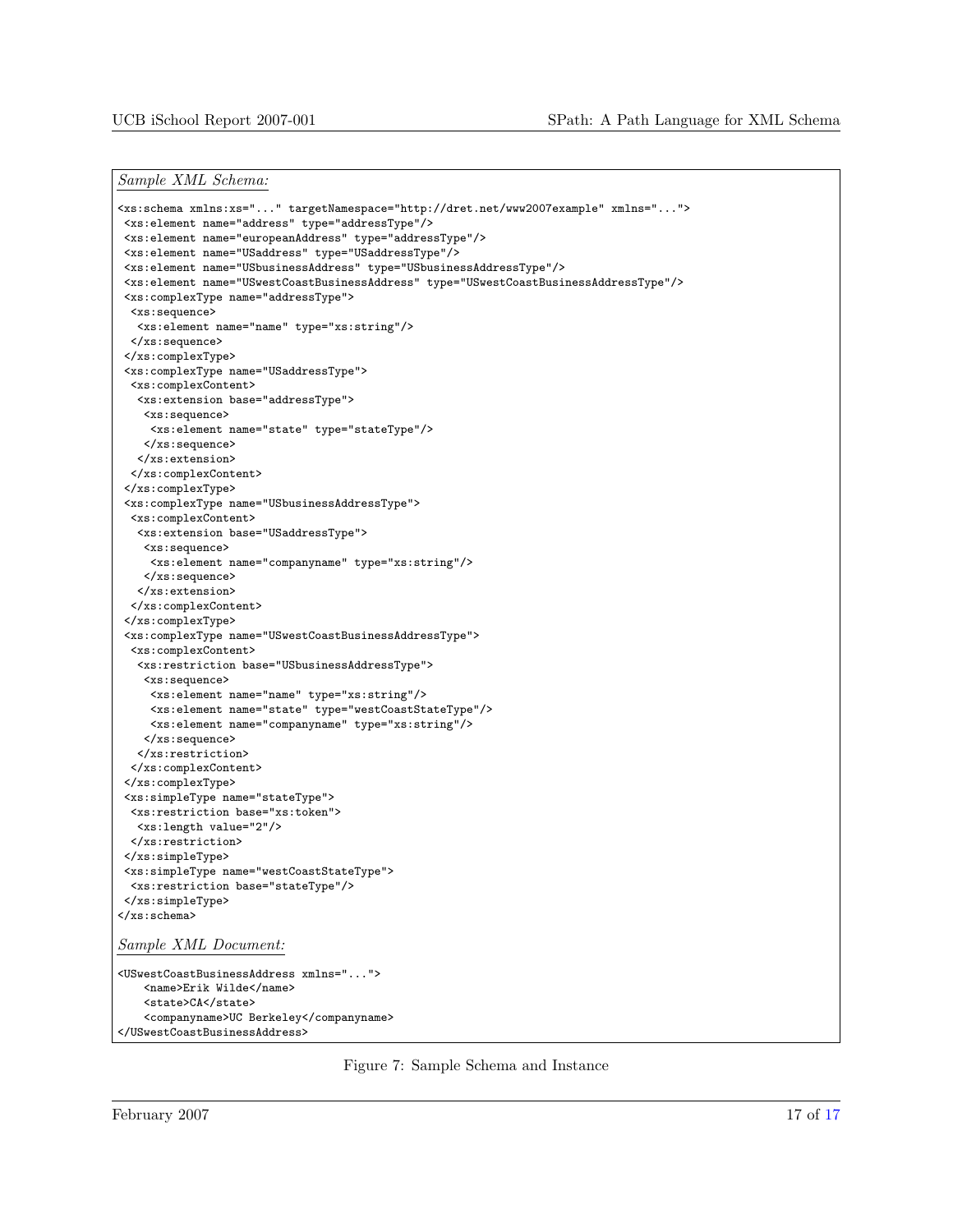*Sample XML Schema:*

```
<xs:schema xmlns:xs="..." targetNamespace="http://dret.net/www2007example" xmlns="...">
 <xs:element name="address" type="addressType"/>
 <xs:element name="europeanAddress" type="addressType"/>
 <xs:element name="USaddress" type="USaddressType"/>
 <xs:element name="USbusinessAddress" type="USbusinessAddressType"/>
 <xs:element name="USwestCoastBusinessAddress" type="USwestCoastBusinessAddressType"/>
 <xs:complexType name="addressType">
  <xs:sequence>
   <xs:element name="name" type="xs:string"/>
  </xs:sequence>
 </xs:complexType>
 <xs:complexType name="USaddressType">
  <xs:complexContent>
   <xs:extension base="addressType">
    <xs:sequence>
     <xs:element name="state" type="stateType"/>
    </xs:sequence>
   </xs:extension>
  </xs:complexContent>
 </xs:complexType>
 <xs:complexType name="USbusinessAddressType">
  <xs:complexContent>
   <xs:extension base="USaddressType">
    <xs:sequence>
     <xs:element name="companyname" type="xs:string"/>
    </xs:sequence>
   </xs:extension>
  </xs:complexContent>
 </xs:complexType>
 <xs:complexType name="USwestCoastBusinessAddressType">
  <xs:complexContent>
   <xs:restriction base="USbusinessAddressType">
    <xs:sequence>
     <xs:element name="name" type="xs:string"/>
     <xs:element name="state" type="westCoastStateType"/>
     <xs:element name="companyname" type="xs:string"/>
    </xs:sequence>
   </xs:restriction>
  </xs:complexContent>
 </xs:complexType>
 <xs:simpleType name="stateType">
  <xs:restriction base="xs:token">
   <xs:length value="2"/>
  </xs:restriction>
 </xs:simpleType>
 <xs:simpleType name="westCoastStateType">
  <xs:restriction base="stateType"/>
 </xs:simpleType>
</xs:schema>
```

*Sample XML Document:*

```
<USwestCoastBusinessAddress xmlns="...">
    <name>Erik Wilde</name>
    <state>CA</state>
    <companyname>UC Berkeley</companyname>
</USwestCoastBusinessAddress>
```

Figure 7: Sample Schema and Instance